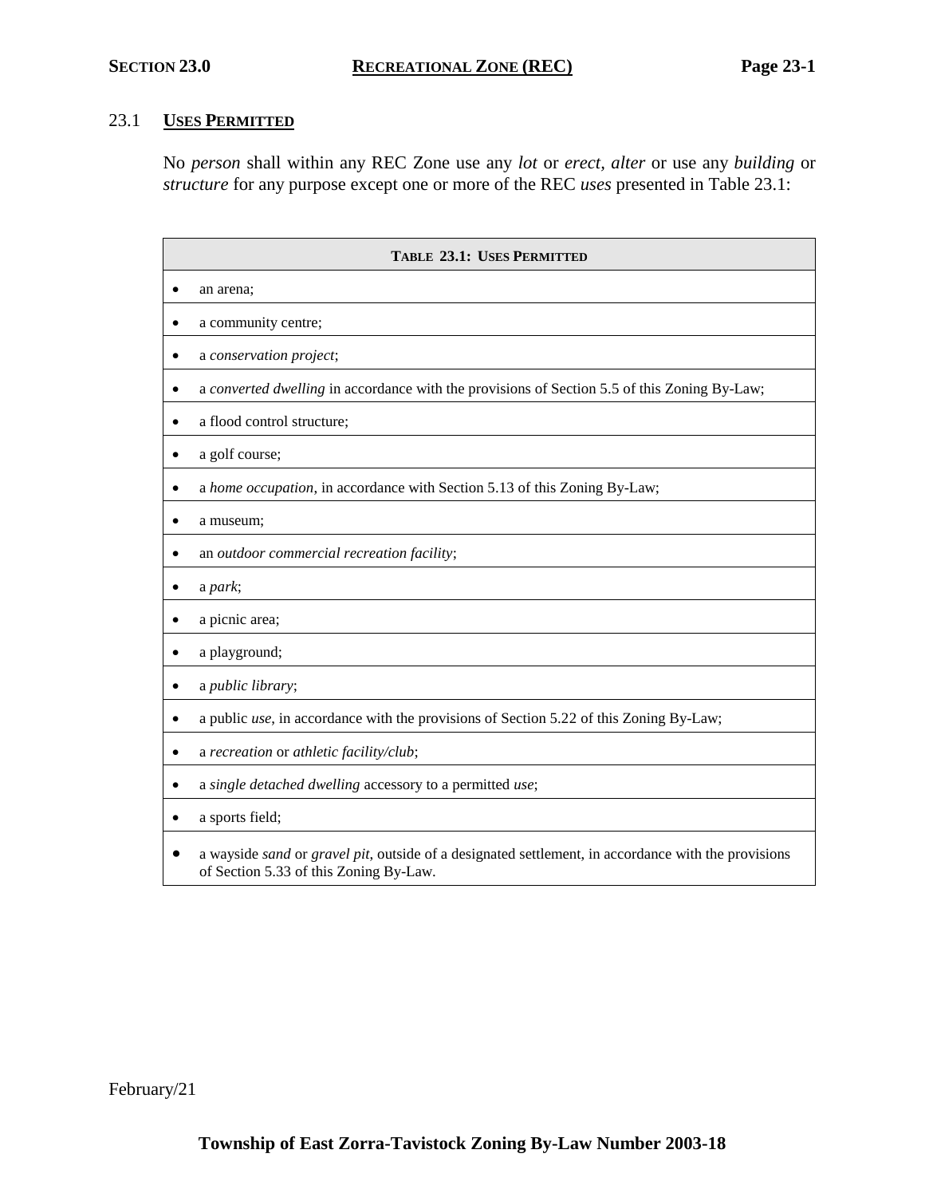# SECTION 23.0 RECREATIONAL ZONE (REC)

## 23.1 USES PERMITTED

No *person* shall within any REC Zone use any *lot* or *erect*, *alter* or use any *building* or *structure* for any purpose except one or more of the REC *uses* presented in Table 23.1:

| TABLE 23.1: USES PERMITTED |
|---|
| • an arena; |
| • a community centre; |
| • a *conservation project*; |
| • a *converted dwelling* in accordance with the provisions of Section 5.5 of this Zoning By-Law; |
| • a flood control structure; |
| • a golf course; |
| • a *home occupation*, in accordance with Section 5.13 of this Zoning By-Law; |
| • a museum; |
| • an *outdoor commercial recreation facility*; |
| • a *park*; |
| • a picnic area; |
| • a playground; |
| • a *public library*; |
| • a public *use*, in accordance with the provisions of Section 5.22 of this Zoning By-Law; |
| • a *recreation* or *athletic facility/club*; |
| • a *single detached dwelling* accessory to a permitted *use*; |
| • a sports field; |
| • a wayside *sand* or *gravel pit*, outside of a designated settlement, in accordance with the provisions of Section 5.33 of this Zoning By-Law. |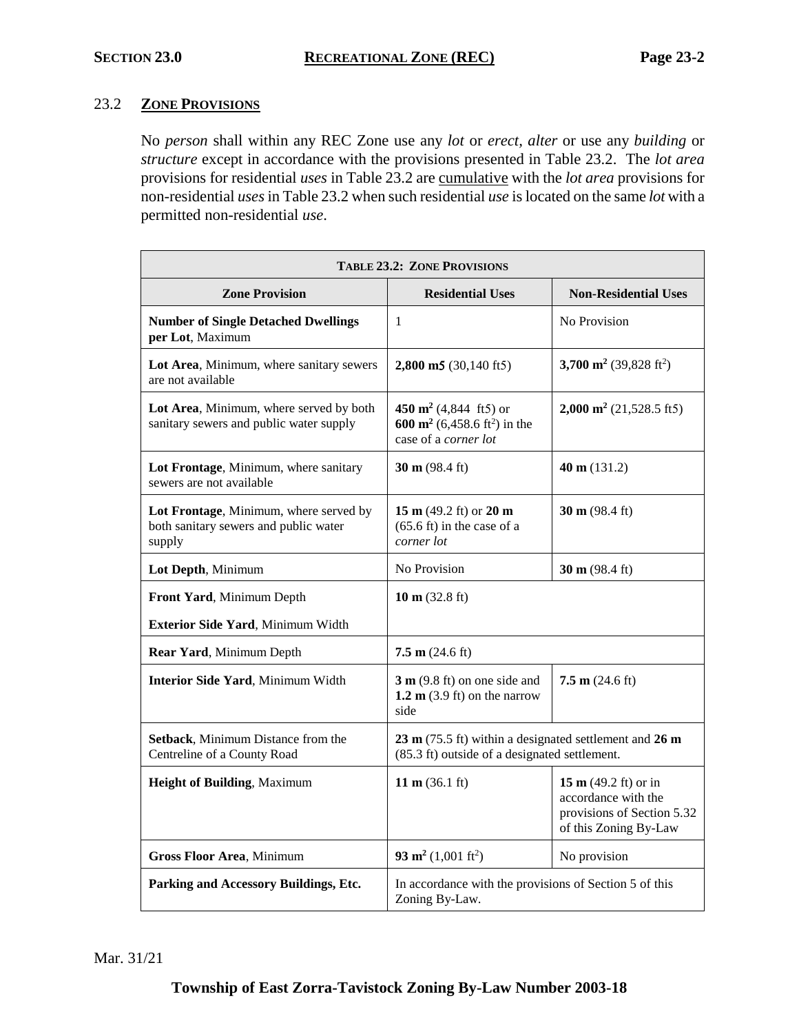### 23.2 ZONE PROVISIONS

No *person* shall within any REC Zone use any *lot* or *erect, alter* or use any *building* or *structure* except in accordance with the provisions presented in Table 23.2. The *lot area* provisions for residential *uses* in Table 23.2 are cumulative with the *lot area* provisions for non-residential *uses* in Table 23.2 when such residential *use* is located on the same *lot* with a permitted non-residential *use*.

| TABLE 23.2: ZONE PROVISIONS | | |
|---|---|---|
| **Zone Provision** | **Residential Uses** | **Non-Residential Uses** |
| **Number of Single Detached Dwellings per Lot**, Maximum | 1 | No Provision |
| **Lot Area**, Minimum, where sanitary sewers are not available | **2,800 m5** (30,140 ft5) | **3,700 m$^2$** (39,828 ft$^2$) |
| **Lot Area**, Minimum, where served by both sanitary sewers and public water supply | **450 m$^2$** (4,844 ft5) or **600 m$^2$** (6,458.6 ft$^2$) in the case of a *corner lot* | **2,000 m$^2$** (21,528.5 ft5) |
| **Lot Frontage**, Minimum, where sanitary sewers are not available | **30 m** (98.4 ft) | **40 m** (131.2) |
| **Lot Frontage**, Minimum, where served by both sanitary sewers and public water supply | **15 m** (49.2 ft) or **20 m** (65.6 ft) in the case of a *corner lot* | **30 m** (98.4 ft) |
| **Lot Depth**, Minimum | No Provision | **30 m** (98.4 ft) |
| **Front Yard**, Minimum Depth<br>**Exterior Side Yard**, Minimum Width | **10 m** (32.8 ft) | |
| **Rear Yard**, Minimum Depth | **7.5 m** (24.6 ft) | |
| **Interior Side Yard**, Minimum Width | **3 m** (9.8 ft) on one side and **1.2 m** (3.9 ft) on the narrow side | **7.5 m** (24.6 ft) |
| **Setback**, Minimum Distance from the Centreline of a County Road | **23 m** (75.5 ft) within a designated settlement and **26 m** (85.3 ft) outside of a designated settlement. | |
| **Height of Building**, Maximum | **11 m** (36.1 ft) | **15 m** (49.2 ft) or in accordance with the provisions of Section 5.32 of this Zoning By-Law |
| **Gross Floor Area**, Minimum | **93 m$^2$** (1,001 ft$^2$) | No provision |
| **Parking and Accessory Buildings, Etc.** | In accordance with the provisions of Section 5 of this Zoning By-Law. | |

Mar. 31/21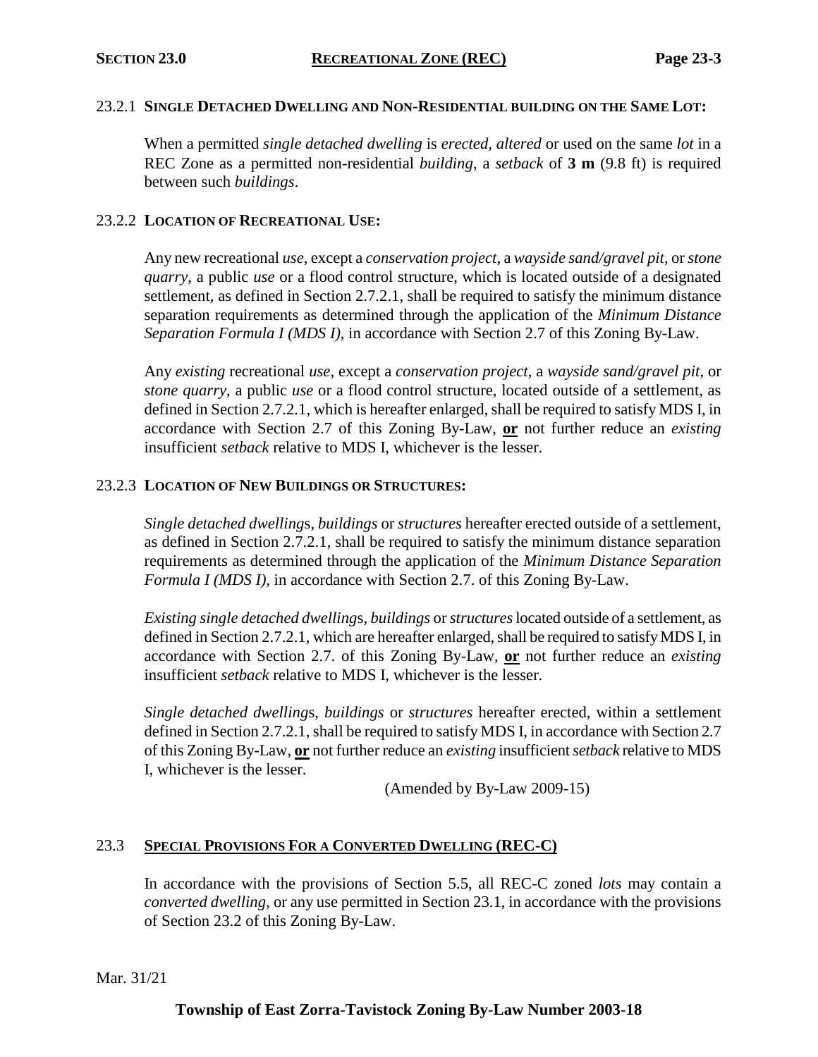#### 23.2.1 **SINGLE DETACHED DWELLING AND NON-RESIDENTIAL BUILDING ON THE SAME LOT:**

When a permitted *single detached dwelling* is *erected, altered* or used on the same *lot* in a REC Zone as a permitted non-residential *building*, a *setback* of **3 m** (9.8 ft) is required between such *buildings*.

#### 23.2.2 **LOCATION OF RECREATIONAL USE:**

Any new recreational *use*, except a *conservation project*, a *wayside sand/gravel pit*, or *stone quarry*, a public *use* or a flood control structure, which is located outside of a designated settlement, as defined in Section 2.7.2.1, shall be required to satisfy the minimum distance separation requirements as determined through the application of the *Minimum Distance Separation Formula I (MDS I)*, in accordance with Section 2.7 of this Zoning By-Law.

Any *existing* recreational *use*, except a *conservation project*, a *wayside sand/gravel pit*, or *stone quarry*, a public *use* or a flood control structure, located outside of a settlement, as defined in Section 2.7.2.1, which is hereafter enlarged, shall be required to satisfy MDS I, in accordance with Section 2.7 of this Zoning By-Law, **or** not further reduce an *existing* insufficient *setback* relative to MDS I, whichever is the lesser.

#### 23.2.3 **LOCATION OF NEW BUILDINGS OR STRUCTURES:**

*Single detached dwelling*s, *buildings* or *structures* hereafter erected outside of a settlement, as defined in Section 2.7.2.1, shall be required to satisfy the minimum distance separation requirements as determined through the application of the *Minimum Distance Separation Formula I (MDS I)*, in accordance with Section 2.7. of this Zoning By-Law.

*Existing single detached dwelling*s, *buildings* or *structures* located outside of a settlement, as defined in Section 2.7.2.1, which are hereafter enlarged, shall be required to satisfy MDS I, in accordance with Section 2.7. of this Zoning By-Law, **or** not further reduce an *existing* insufficient *setback* relative to MDS I, whichever is the lesser.

*Single detached dwelling*s, *buildings* or *structures* hereafter erected, within a settlement defined in Section 2.7.2.1, shall be required to satisfy MDS I, in accordance with Section 2.7 of this Zoning By-Law, **or** not further reduce an *existing* insufficient *setback* relative to MDS I, whichever is the lesser.

(Amended by By-Law 2009-15)

### 23.3 **SPECIAL PROVISIONS FOR A CONVERTED DWELLING (REC-C)**

In accordance with the provisions of Section 5.5, all REC-C zoned *lots* may contain a *converted dwelling*, or any use permitted in Section 23.1, in accordance with the provisions of Section 23.2 of this Zoning By-Law.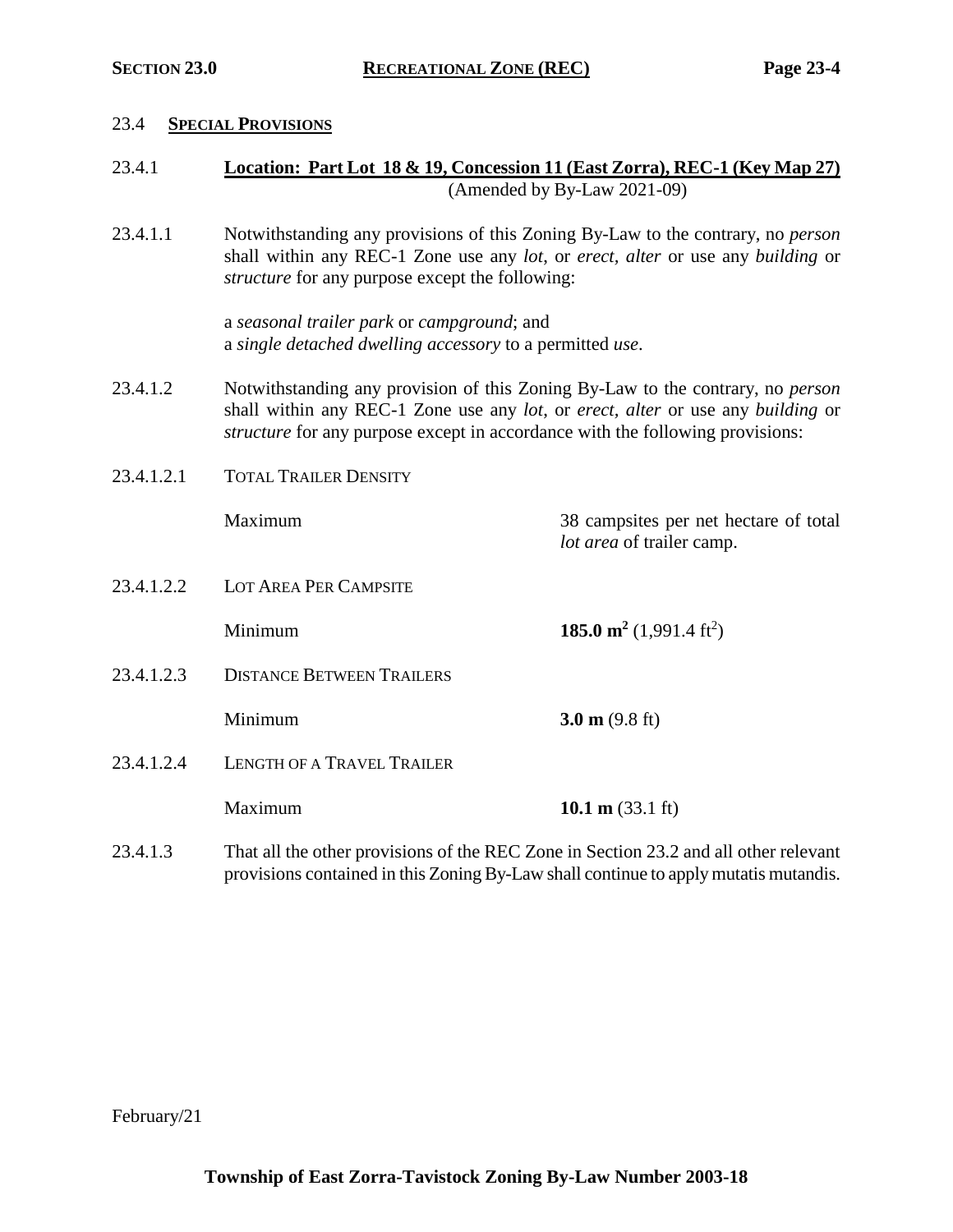## 23.4 SPECIAL PROVISIONS

### 23.4.1 Location: Part Lot 18 & 19, Concession 11 (East Zorra), REC-1 (Key Map 27)

(Amended by By-Law 2021-09)

23.4.1.1 Notwithstanding any provisions of this Zoning By-Law to the contrary, no *person* shall within any REC-1 Zone use any *lot*, or *erect, alter* or use any *building* or *structure* for any purpose except the following:

a *seasonal trailer park* or *campground*; and
a *single detached dwelling accessory* to a permitted *use*.

23.4.1.2 Notwithstanding any provision of this Zoning By-Law to the contrary, no *person* shall within any REC-1 Zone use any *lot*, or *erect, alter* or use any *building* or *structure* for any purpose except in accordance with the following provisions:

23.4.1.2.1 TOTAL TRAILER DENSITY

| | |
|---|---|
| Maximum | 38 campsites per net hectare of total *lot area* of trailer camp. |

23.4.1.2.2 LOT AREA PER CAMPSITE

| | |
|---|---|
| Minimum | **185.0 $m^2$** (1,991.4 $ft^2$) |

23.4.1.2.3 DISTANCE BETWEEN TRAILERS

| | |
|---|---|
| Minimum | **3.0 m** (9.8 ft) |

23.4.1.2.4 LENGTH OF A TRAVEL TRAILER

| | |
|---|---|
| Maximum | **10.1 m** (33.1 ft) |

23.4.1.3 That all the other provisions of the REC Zone in Section 23.2 and all other relevant provisions contained in this Zoning By-Law shall continue to apply mutatis mutandis.

February/21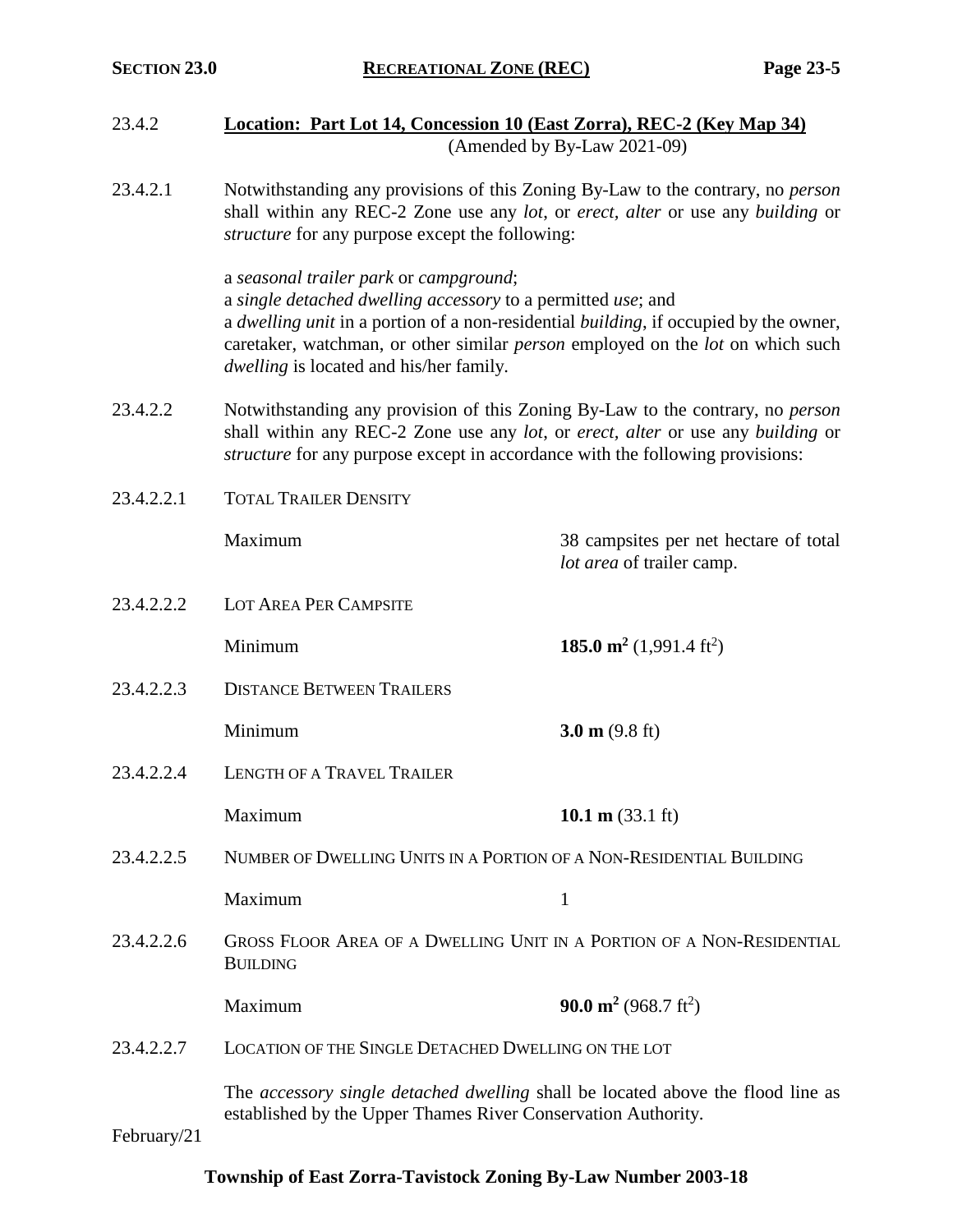23.4.2 **Location: Part Lot 14, Concession 10 (East Zorra), REC-2 (Key Map 34)**
(Amended by By-Law 2021-09)

23.4.2.1 Notwithstanding any provisions of this Zoning By-Law to the contrary, no *person* shall within any REC-2 Zone use any *lot*, or *erect*, *alter* or use any *building* or *structure* for any purpose except the following:

a *seasonal trailer park* or *campground*;
a *single detached dwelling accessory* to a permitted *use*; and
a *dwelling unit* in a portion of a non-residential *building*, if occupied by the owner, caretaker, watchman, or other similar *person* employed on the *lot* on which such *dwelling* is located and his/her family.

23.4.2.2 Notwithstanding any provision of this Zoning By-Law to the contrary, no *person* shall within any REC-2 Zone use any *lot*, or *erect*, *alter* or use any *building* or *structure* for any purpose except in accordance with the following provisions:

23.4.2.2.1 TOTAL TRAILER DENSITY

| | |
|---|---|
| Maximum | 38 campsites per net hectare of total *lot area* of trailer camp. |

23.4.2.2.2 LOT AREA PER CAMPSITE

| | |
|---|---|
| Minimum | **185.0 m$^2$** (1,991.4 ft$^2$) |

23.4.2.2.3 DISTANCE BETWEEN TRAILERS

| | |
|---|---|
| Minimum | **3.0 m** (9.8 ft) |

23.4.2.2.4 LENGTH OF A TRAVEL TRAILER

| | |
|---|---|
| Maximum | **10.1 m** (33.1 ft) |

23.4.2.2.5 NUMBER OF DWELLING UNITS IN A PORTION OF A NON-RESIDENTIAL BUILDING

| | |
|---|---|
| Maximum | 1 |

23.4.2.2.6 GROSS FLOOR AREA OF A DWELLING UNIT IN A PORTION OF A NON-RESIDENTIAL BUILDING

| | |
|---|---|
| Maximum | **90.0 m$^2$** (968.7 ft$^2$) |

23.4.2.2.7 LOCATION OF THE SINGLE DETACHED DWELLING ON THE LOT

The *accessory single detached dwelling* shall be located above the flood line as established by the Upper Thames River Conservation Authority.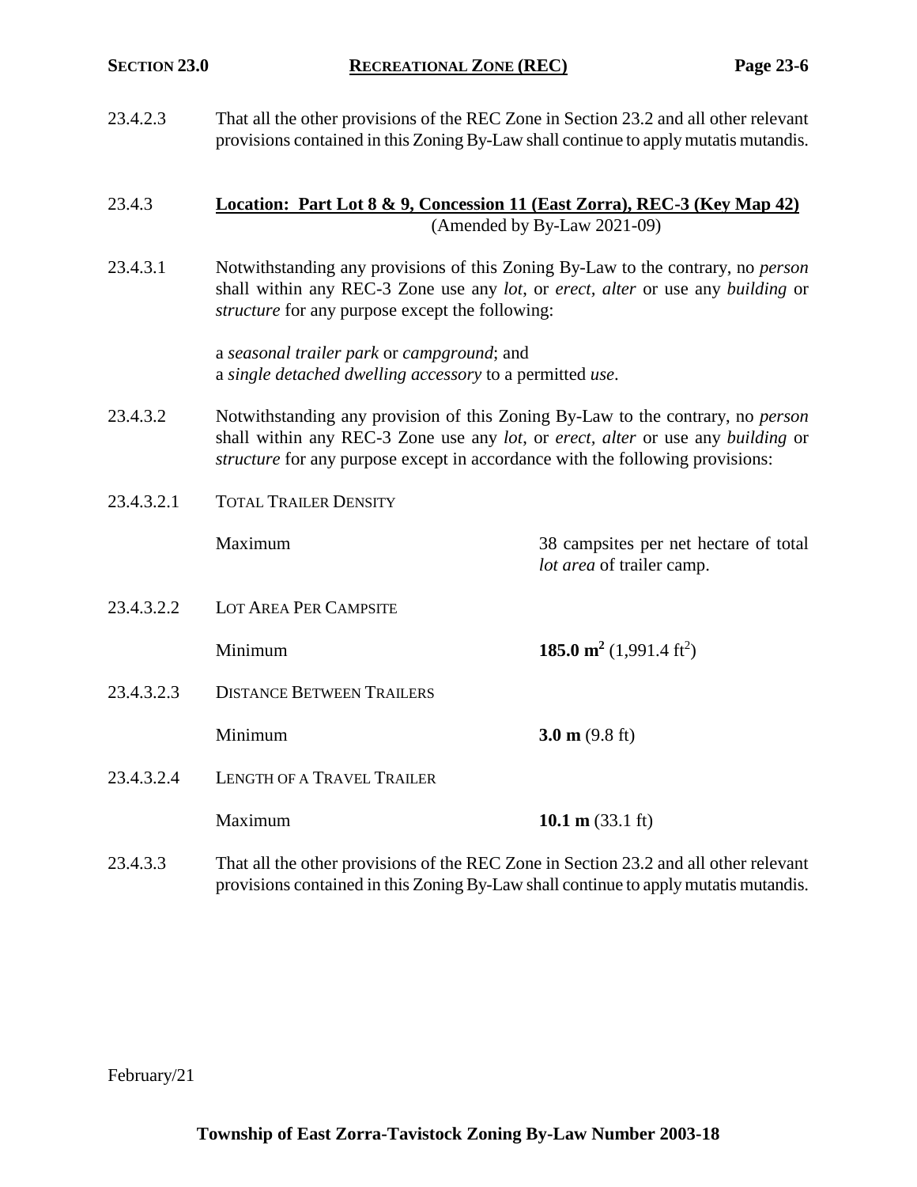23.4.2.3 That all the other provisions of the REC Zone in Section 23.2 and all other relevant provisions contained in this Zoning By-Law shall continue to apply mutatis mutandis.

23.4.3 **Location: Part Lot 8 & 9, Concession 11 (East Zorra), REC-3 (Key Map 42)**
(Amended by By-Law 2021-09)

23.4.3.1 Notwithstanding any provisions of this Zoning By-Law to the contrary, no *person* shall within any REC-3 Zone use any *lot*, or *erect*, *alter* or use any *building* or *structure* for any purpose except the following:

a *seasonal trailer park* or *campground*; and
a *single detached dwelling accessory* to a permitted *use*.

23.4.3.2 Notwithstanding any provision of this Zoning By-Law to the contrary, no *person* shall within any REC-3 Zone use any *lot*, or *erect, alter* or use any *building* or *structure* for any purpose except in accordance with the following provisions:

23.4.3.2.1 TOTAL TRAILER DENSITY

| | |
|---|---|
| Maximum | 38 campsites per net hectare of total *lot area* of trailer camp. |

23.4.3.2.2 LOT AREA PER CAMPSITE

| | |
|---|---|
| Minimum | **185.0 m$^2$** (1,991.4 ft$^2$) |

23.4.3.2.3 DISTANCE BETWEEN TRAILERS

| | |
|---|---|
| Minimum | **3.0 m** (9.8 ft) |

23.4.3.2.4 LENGTH OF A TRAVEL TRAILER

| | |
|---|---|
| Maximum | **10.1 m** (33.1 ft) |

23.4.3.3 That all the other provisions of the REC Zone in Section 23.2 and all other relevant provisions contained in this Zoning By-Law shall continue to apply mutatis mutandis.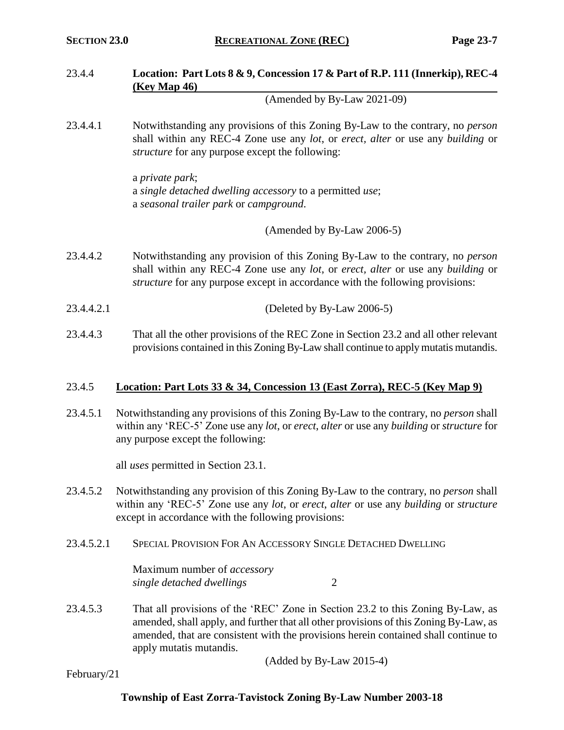23.4.4 **Location: Part Lots 8 & 9, Concession 17 & Part of R.P. 111 (Innerkip), REC-4 (Key Map 46)**

(Amended by By-Law 2021-09)

23.4.4.1 Notwithstanding any provisions of this Zoning By-Law to the contrary, no *person* shall within any REC-4 Zone use any *lot*, or *erect, alter* or use any *building* or *structure* for any purpose except the following:

a *private park*;
a *single detached dwelling accessory* to a permitted *use*;
a *seasonal trailer park* or *campground*.

(Amended by By-Law 2006-5)

23.4.4.2 Notwithstanding any provision of this Zoning By-Law to the contrary, no *person* shall within any REC-4 Zone use any *lot*, or *erect, alter* or use any *building* or *structure* for any purpose except in accordance with the following provisions:

23.4.4.2.1 (Deleted by By-Law 2006-5)

23.4.4.3 That all the other provisions of the REC Zone in Section 23.2 and all other relevant provisions contained in this Zoning By-Law shall continue to apply mutatis mutandis.

23.4.5 **Location: Part Lots 33 & 34, Concession 13 (East Zorra), REC-5 (Key Map 9)**

23.4.5.1 Notwithstanding any provisions of this Zoning By-Law to the contrary, no *person* shall within any 'REC-5' Zone use any *lot*, or *erect, alter* or use any *building* or *structure* for any purpose except the following:

all *uses* permitted in Section 23.1.

23.4.5.2 Notwithstanding any provision of this Zoning By-Law to the contrary, no *person* shall within any 'REC-5' Zone use any *lot*, or *erect, alter* or use any *building* or *structure* except in accordance with the following provisions:

23.4.5.2.1 SPECIAL PROVISION FOR AN ACCESSORY SINGLE DETACHED DWELLING

| | |
|---|---|
| Maximum number of *accessory single detached dwellings* | 2 |

23.4.5.3 That all provisions of the 'REC' Zone in Section 23.2 to this Zoning By-Law, as amended, shall apply, and further that all other provisions of this Zoning By-Law, as amended, that are consistent with the provisions herein contained shall continue to apply mutatis mutandis.

(Added by By-Law 2015-4)